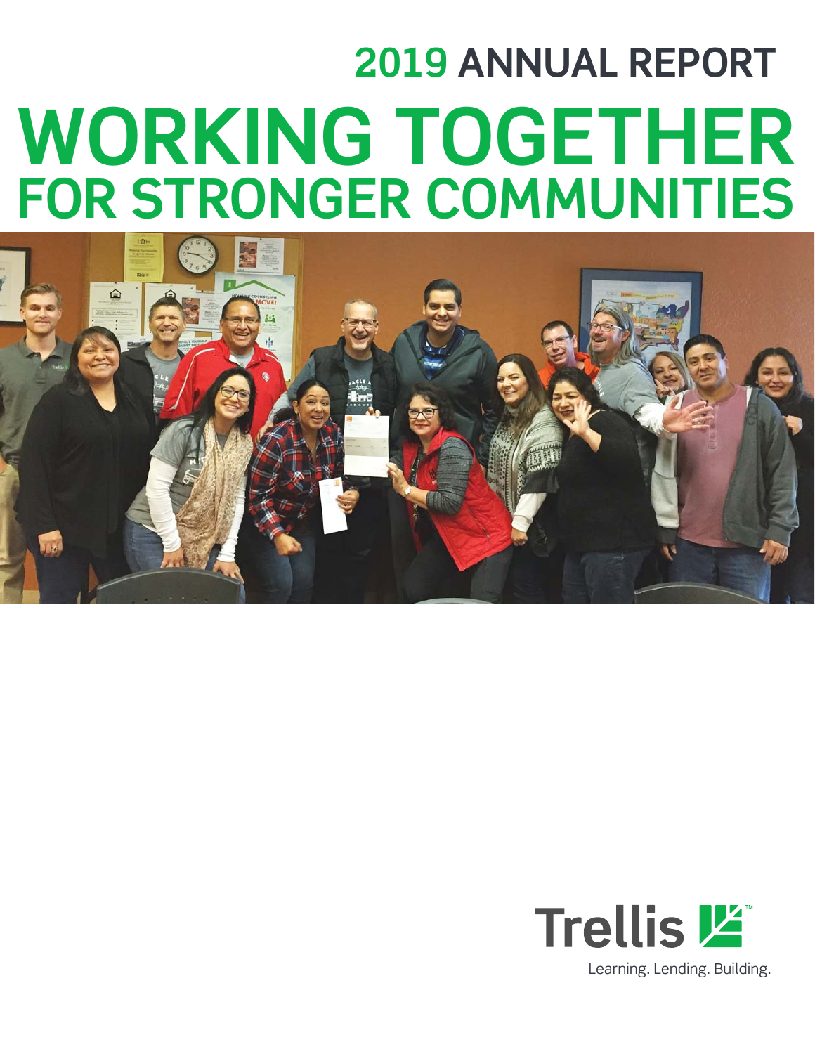# 2019 ANNUAL REPORT

# WORKING TOGETHER FOR STRONGER COMMUNITIES

Trellis™

Learning. Lending. Building.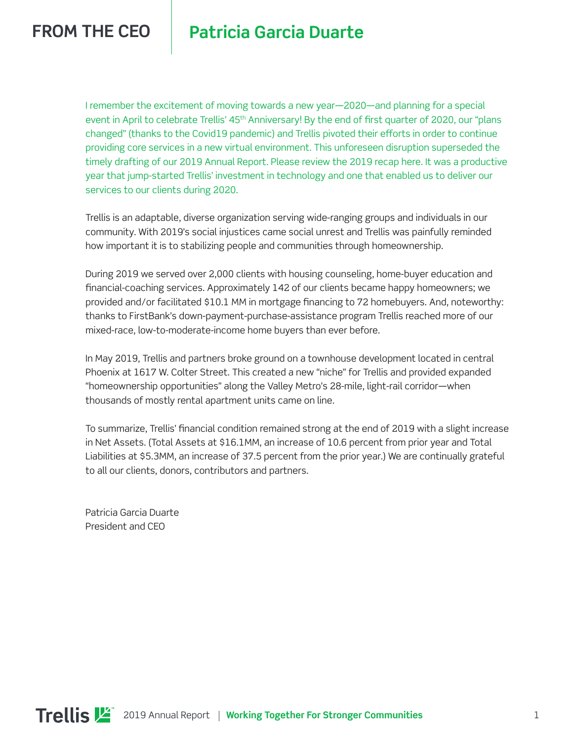# FROM THE CEO | Patricia Garcia Duarte

I remember the excitement of moving towards a new year—2020—and planning for a special event in April to celebrate Trellis' 45th Anniversary! By the end of first quarter of 2020, our "plans changed" (thanks to the Covid19 pandemic) and Trellis pivoted their efforts in order to continue providing core services in a new virtual environment. This unforeseen disruption superseded the timely drafting of our 2019 Annual Report. Please review the 2019 recap here. It was a productive year that jump-started Trellis' investment in technology and one that enabled us to deliver our services to our clients during 2020.

Trellis is an adaptable, diverse organization serving wide-ranging groups and individuals in our community. With 2019's social injustices came social unrest and Trellis was painfully reminded how important it is to stabilizing people and communities through homeownership.

During 2019 we served over 2,000 clients with housing counseling, home-buyer education and financial-coaching services. Approximately 142 of our clients became happy homeowners; we provided and/or facilitated $10.1 MM in mortgage financing to 72 homebuyers. And, noteworthy: thanks to FirstBank's down-payment-purchase-assistance program Trellis reached more of our mixed-race, low-to-moderate-income home buyers than ever before.

In May 2019, Trellis and partners broke ground on a townhouse development located in central Phoenix at 1617 W. Colter Street. This created a new "niche" for Trellis and provided expanded "homeownership opportunities" along the Valley Metro's 28-mile, light-rail corridor—when thousands of mostly rental apartment units came on line.

To summarize, Trellis' financial condition remained strong at the end of 2019 with a slight increase in Net Assets. (Total Assets at $16.1MM, an increase of 10.6 percent from prior year and Total Liabilities at $5.3MM, an increase of 37.5 percent from the prior year.) We are continually grateful to all our clients, donors, contributors and partners.

Patricia Garcia Duarte
President and CEO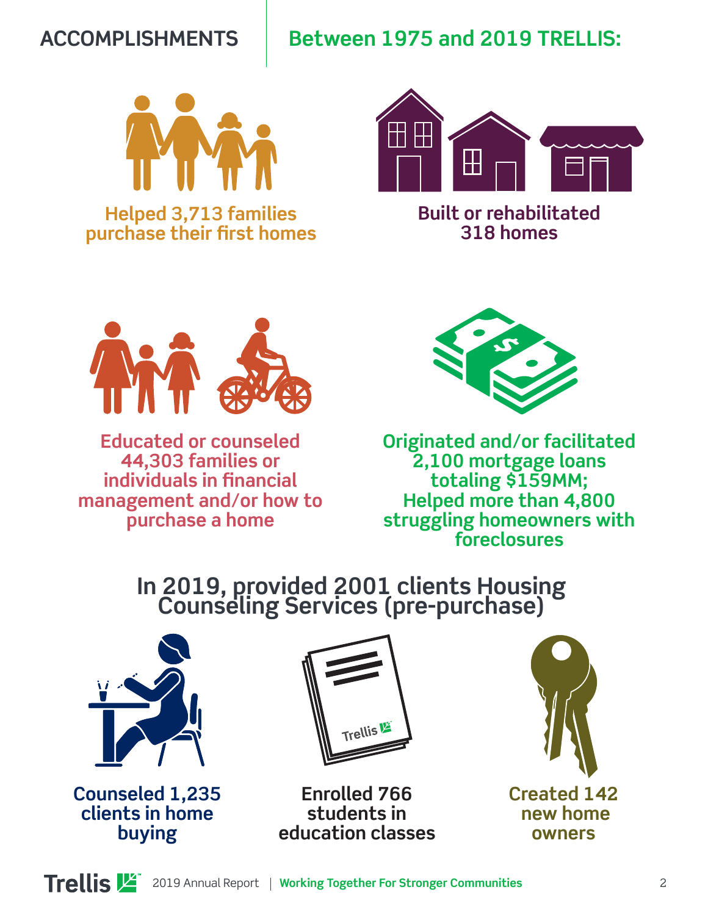## ACCOMPLISHMENTS

## Between 1975 and 2019 TRELLIS:

**Helped 3,713 families purchase their first homes**

**Built or rehabilitated 318 homes**

**Educated or counseled 44,303 families or individuals in financial management and/or how to purchase a home**

**Originated and/or facilitated 2,100 mortgage loans totaling $159MM; Helped more than 4,800 struggling homeowners with foreclosures**

## In 2019, provided 2001 clients Housing Counseling Services (pre-purchase)

**Counseled 1,235 clients in home buying**

**Enrolled 766 students in education classes**

**Created 142 new home owners**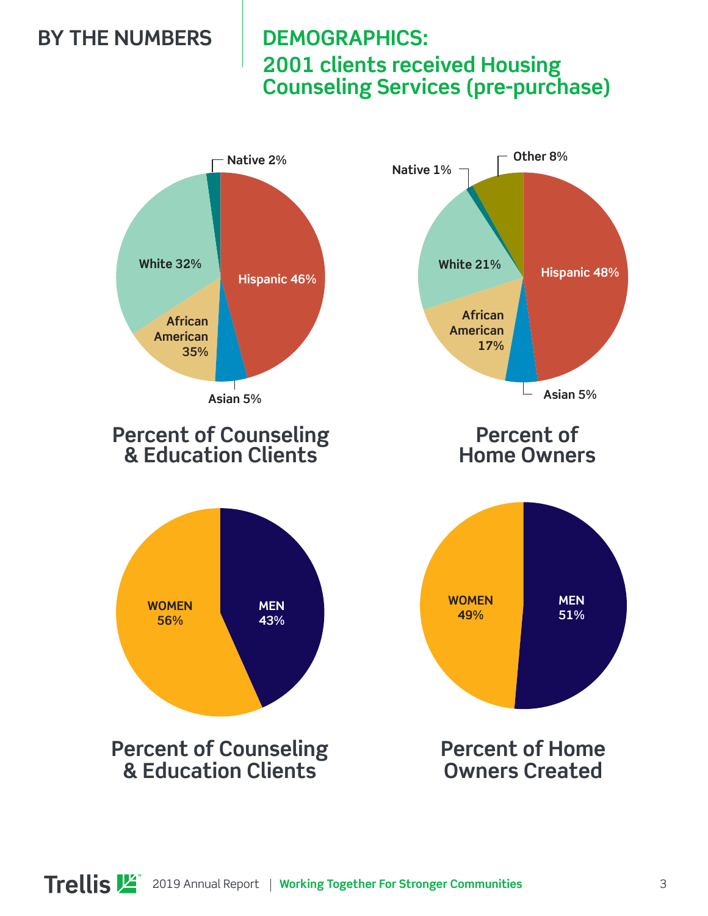## BY THE NUMBERS

## DEMOGRAPHICS:
## 2001 clients received Housing Counseling Services (pre-purchase)

Native 2%

White 32%

Hispanic 46%

African American 35%

Asian 5%

**Percent of Counseling & Education Clients**

Other 8%

Native 1%

White 21%

Hispanic 48%

African American 17%

Asian 5%

**Percent of Home Owners**

WOMEN 56%

MEN 43%

**Percent of Counseling & Education Clients**

WOMEN 49%

MEN 51%

**Percent of Home Owners Created**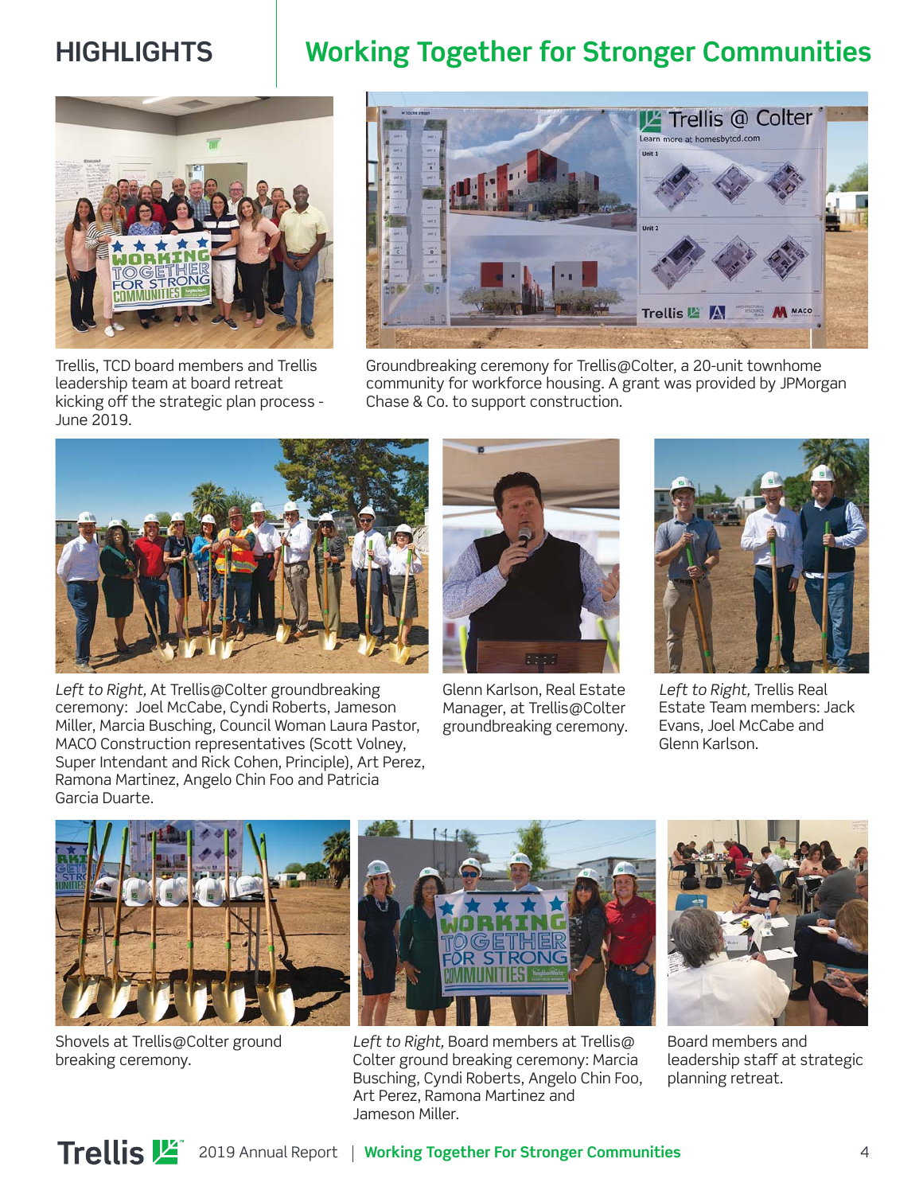# HIGHLIGHTS

## Working Together for Stronger Communities

Trellis, TCD board members and Trellis leadership team at board retreat kicking off the strategic plan process - June 2019.

Groundbreaking ceremony for Trellis@Colter, a 20-unit townhome community for workforce housing. A grant was provided by JPMorgan Chase & Co. to support construction.

*Left to Right,* At Trellis@Colter groundbreaking ceremony: Joel McCabe, Cyndi Roberts, Jameson Miller, Marcia Busching, Council Woman Laura Pastor, MACO Construction representatives (Scott Volney, Super Intendant and Rick Cohen, Principle), Art Perez, Ramona Martinez, Angelo Chin Foo and Patricia Garcia Duarte.

Glenn Karlson, Real Estate Manager, at Trellis@Colter groundbreaking ceremony.

*Left to Right,* Trellis Real Estate Team members: Jack Evans, Joel McCabe and Glenn Karlson.

Shovels at Trellis@Colter ground breaking ceremony.

*Left to Right,* Board members at Trellis@ Colter ground breaking ceremony: Marcia Busching, Cyndi Roberts, Angelo Chin Foo, Art Perez, Ramona Martinez and Jameson Miller.

Board members and leadership staff at strategic planning retreat.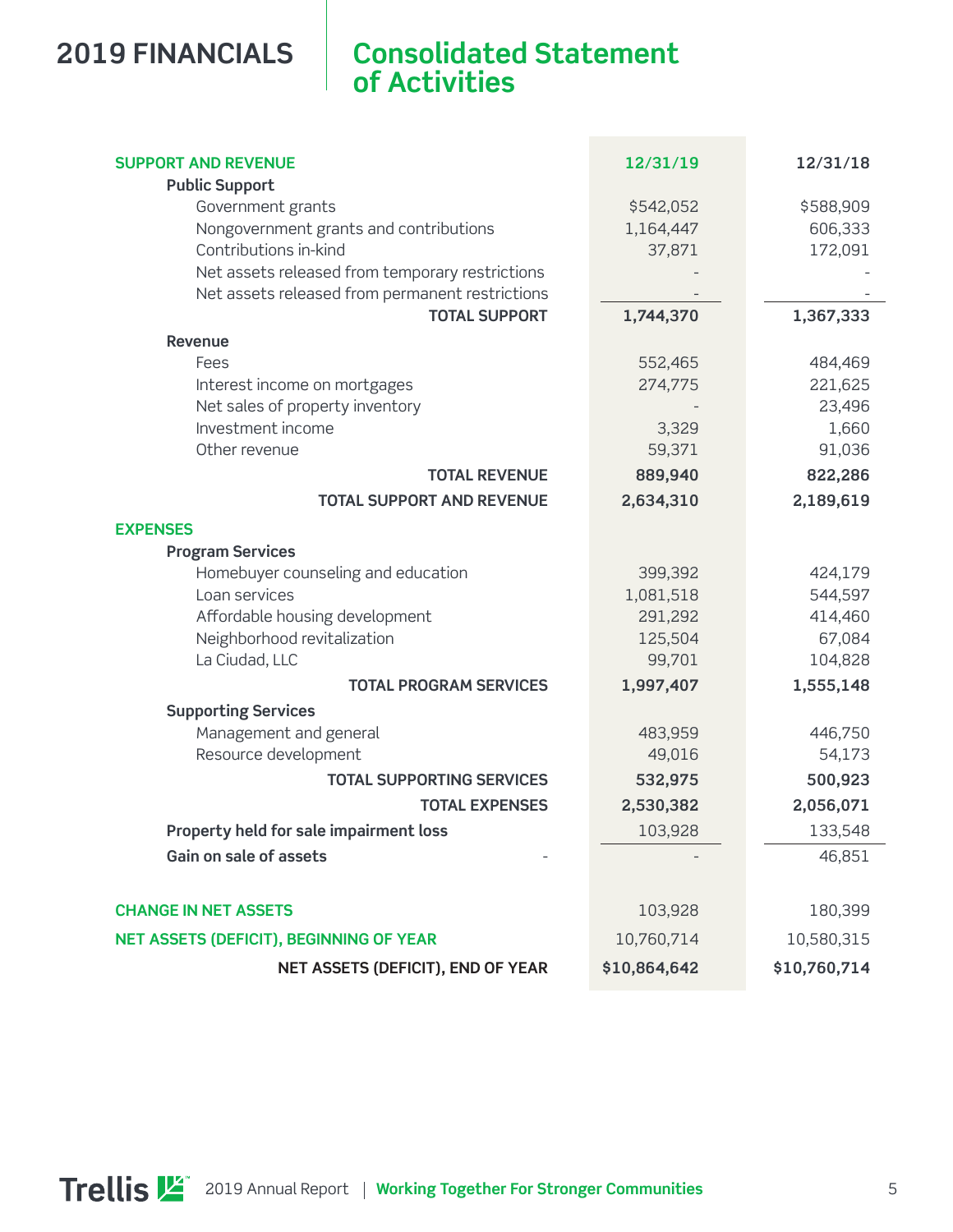# 2019 FINANCIALS

## Consolidated Statement of Activities

| | 12/31/19 | 12/31/18 |
|---|---|---|
| **SUPPORT AND REVENUE** | | |
| **Public Support** | | |
| Government grants | $542,052 | $588,909 |
| Nongovernment grants and contributions | 1,164,447 | 606,333 |
| Contributions in-kind | 37,871 | 172,091 |
| Net assets released from temporary restrictions | - | - |
| Net assets released from permanent restrictions | - | - |
| **TOTAL SUPPORT** | **1,744,370** | **1,367,333** |
| **Revenue** | | |
| Fees | 552,465 | 484,469 |
| Interest income on mortgages | 274,775 | 221,625 |
| Net sales of property inventory | - | 23,496 |
| Investment income | 3,329 | 1,660 |
| Other revenue | 59,371 | 91,036 |
| **TOTAL REVENUE** | **889,940** | **822,286** |
| **TOTAL SUPPORT AND REVENUE** | **2,634,310** | **2,189,619** |
| **EXPENSES** | | |
| **Program Services** | | |
| Homebuyer counseling and education | 399,392 | 424,179 |
| Loan services | 1,081,518 | 544,597 |
| Affordable housing development | 291,292 | 414,460 |
| Neighborhood revitalization | 125,504 | 67,084 |
| La Ciudad, LLC | 99,701 | 104,828 |
| **TOTAL PROGRAM SERVICES** | **1,997,407** | **1,555,148** |
| **Supporting Services** | | |
| Management and general | 483,959 | 446,750 |
| Resource development | 49,016 | 54,173 |
| **TOTAL SUPPORTING SERVICES** | **532,975** | **500,923** |
| **TOTAL EXPENSES** | **2,530,382** | **2,056,071** |
| **Property held for sale impairment loss** | 103,928 | 133,548 |
| **Gain on sale of assets** - | - | 46,851 |
| **CHANGE IN NET ASSETS** | 103,928 | 180,399 |
| **NET ASSETS (DEFICIT), BEGINNING OF YEAR** | 10,760,714 | 10,580,315 |
| **NET ASSETS (DEFICIT), END OF YEAR** | **$10,864,642** | **$10,760,714** |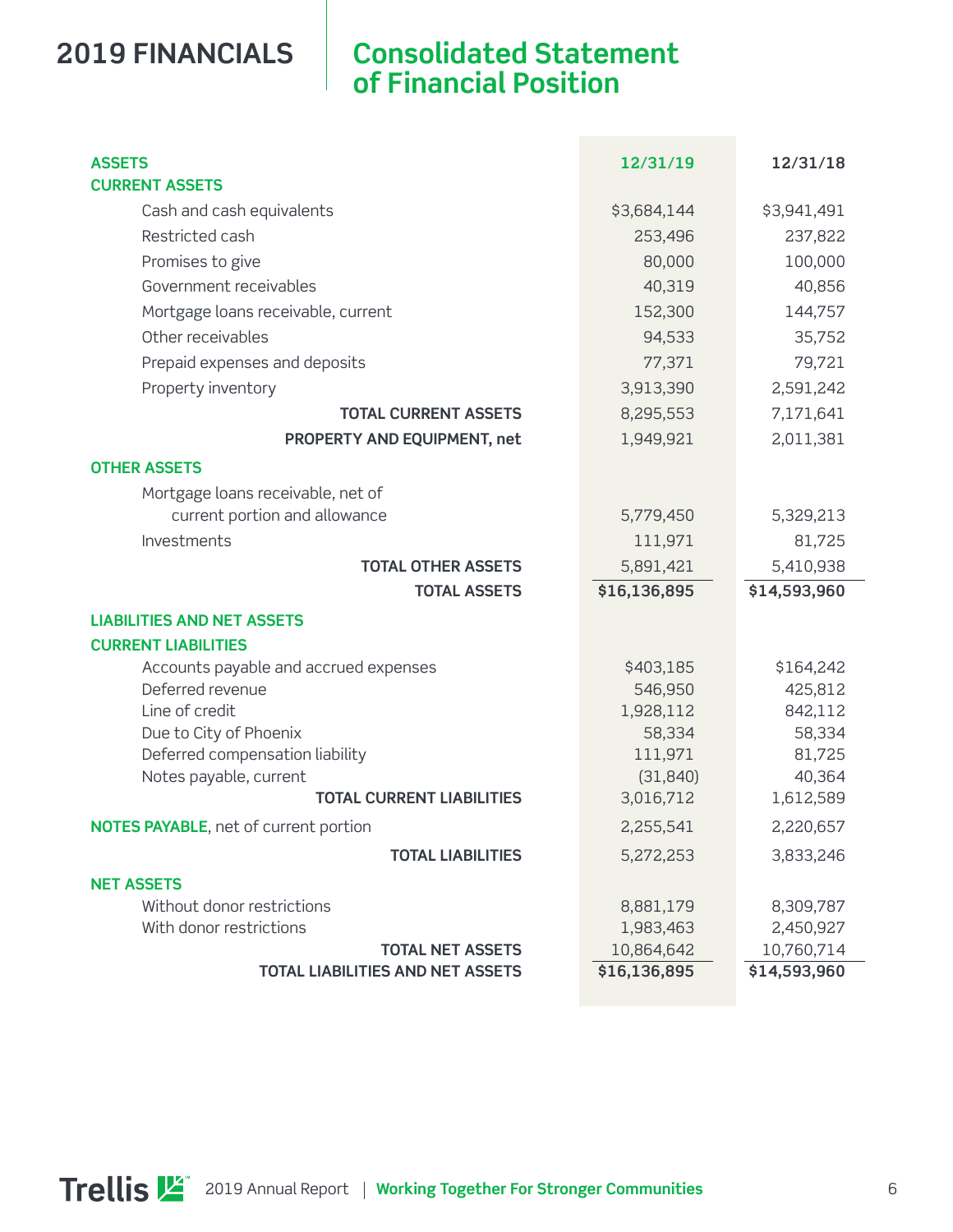# 2019 FINANCIALS

## Consolidated Statement of Financial Position

| | 12/31/19 | 12/31/18 |
|---|---|---|
| **ASSETS** | | |
| **CURRENT ASSETS** | | |
| Cash and cash equivalents | $3,684,144 | $3,941,491 |
| Restricted cash | 253,496 | 237,822 |
| Promises to give | 80,000 | 100,000 |
| Government receivables | 40,319 | 40,856 |
| Mortgage loans receivable, current | 152,300 | 144,757 |
| Other receivables | 94,533 | 35,752 |
| Prepaid expenses and deposits | 77,371 | 79,721 |
| Property inventory | 3,913,390 | 2,591,242 |
| **TOTAL CURRENT ASSETS** | 8,295,553 | 7,171,641 |
| **PROPERTY AND EQUIPMENT, net** | 1,949,921 | 2,011,381 |
| **OTHER ASSETS** | | |
| Mortgage loans receivable, net of current portion and allowance | 5,779,450 | 5,329,213 |
| Investments | 111,971 | 81,725 |
| **TOTAL OTHER ASSETS** | 5,891,421 | 5,410,938 |
| **TOTAL ASSETS** | **$16,136,895** | **$14,593,960** |
| **LIABILITIES AND NET ASSETS** | | |
| **CURRENT LIABILITIES** | | |
| Accounts payable and accrued expenses | $403,185 | $164,242 |
| Deferred revenue | 546,950 | 425,812 |
| Line of credit | 1,928,112 | 842,112 |
| Due to City of Phoenix | 58,334 | 58,334 |
| Deferred compensation liability | 111,971 | 81,725 |
| Notes payable, current | (31,840) | 40,364 |
| **TOTAL CURRENT LIABILITIES** | 3,016,712 | 1,612,589 |
| **NOTES PAYABLE**, net of current portion | 2,255,541 | 2,220,657 |
| **TOTAL LIABILITIES** | 5,272,253 | 3,833,246 |
| **NET ASSETS** | | |
| Without donor restrictions | 8,881,179 | 8,309,787 |
| With donor restrictions | 1,983,463 | 2,450,927 |
| **TOTAL NET ASSETS** | 10,864,642 | 10,760,714 |
| **TOTAL LIABILITIES AND NET ASSETS** | **$16,136,895** | **$14,593,960** |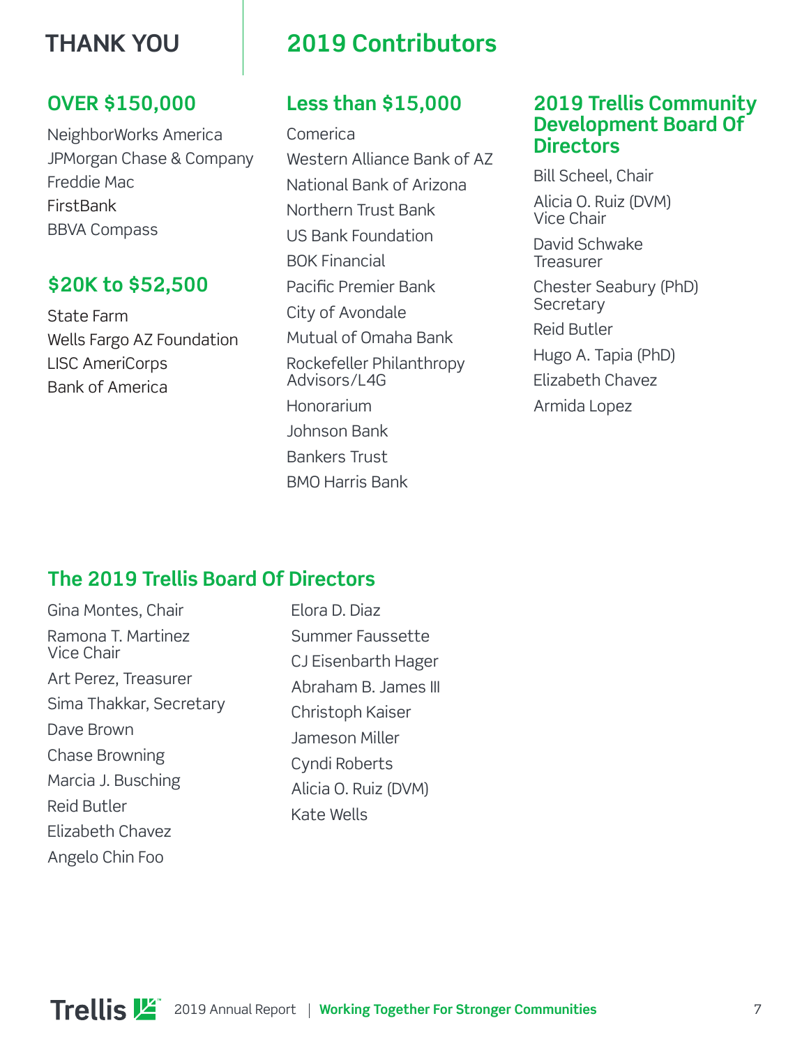# THANK YOU

# 2019 Contributors

## OVER $150,000

NeighborWorks America
JPMorgan Chase & Company
Freddie Mac
FirstBank
BBVA Compass

## $20K to $52,500

State Farm
Wells Fargo AZ Foundation
LISC AmeriCorps
Bank of America

## Less than $15,000

Comerica
Western Alliance Bank of AZ
National Bank of Arizona
Northern Trust Bank
US Bank Foundation
BOK Financial
Pacific Premier Bank
City of Avondale
Mutual of Omaha Bank
Rockefeller Philanthropy Advisors/L4G
Honorarium
Johnson Bank
Bankers Trust
BMO Harris Bank

## 2019 Trellis Community Development Board Of Directors

Bill Scheel, Chair
Alicia O. Ruiz (DVM)
Vice Chair
David Schwake
Treasurer
Chester Seabury (PhD)
Secretary
Reid Butler
Hugo A. Tapia (PhD)
Elizabeth Chavez
Armida Lopez

## The 2019 Trellis Board Of Directors

Gina Montes, Chair
Ramona T. Martinez
Vice Chair
Art Perez, Treasurer
Sima Thakkar, Secretary
Dave Brown
Chase Browning
Marcia J. Busching
Reid Butler
Elizabeth Chavez
Angelo Chin Foo
Elora D. Diaz
Summer Faussette
CJ Eisenbarth Hager
Abraham B. James III
Christoph Kaiser
Jameson Miller
Cyndi Roberts
Alicia O. Ruiz (DVM)
Kate Wells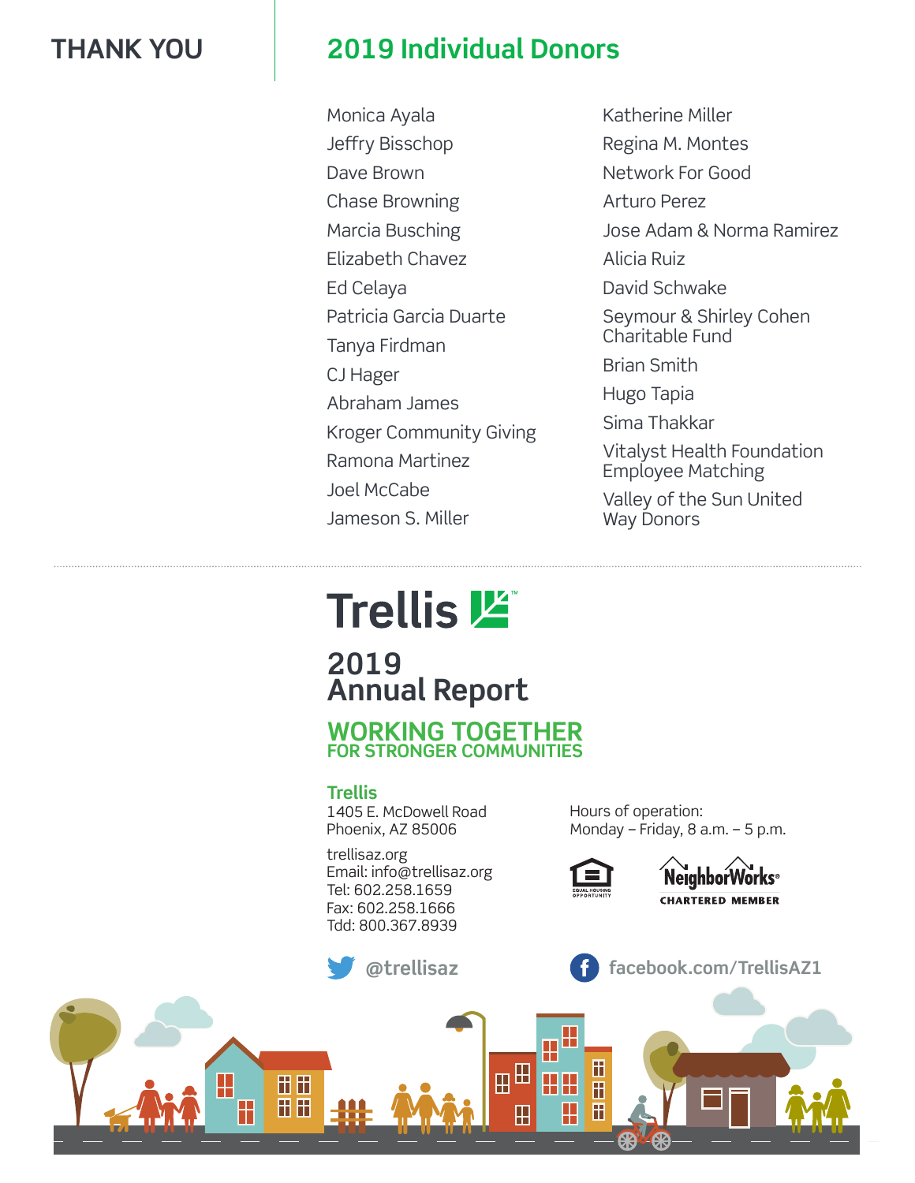# THANK YOU

## 2019 Individual Donors

- Monica Ayala
- Jeffry Bisschop
- Dave Brown
- Chase Browning
- Marcia Busching
- Elizabeth Chavez
- Ed Celaya
- Patricia Garcia Duarte
- Tanya Firdman
- CJ Hager
- Abraham James
- Kroger Community Giving
- Ramona Martinez
- Joel McCabe
- Jameson S. Miller
- Katherine Miller
- Regina M. Montes
- Network For Good
- Arturo Perez
- Jose Adam & Norma Ramirez
- Alicia Ruiz
- David Schwake
- Seymour & Shirley Cohen Charitable Fund
- Brian Smith
- Hugo Tapia
- Sima Thakkar
- Vitalyst Health Foundation Employee Matching
- Valley of the Sun United Way Donors

---

# Trellis™

## 2019 Annual Report

**WORKING TOGETHER FOR STRONGER COMMUNITIES**

**Trellis**
1405 E. McDowell Road
Phoenix, AZ 85006

trellisaz.org
Email: info@trellisaz.org
Tel: 602.258.1659
Fax: 602.258.1666
Tdd: 800.367.8939

Hours of operation:
Monday – Friday, 8 a.m. – 5 p.m.

EQUAL HOUSING OPPORTUNITY

NeighborWorks® CHARTERED MEMBER

@trellisaz

facebook.com/TrellisAZ1